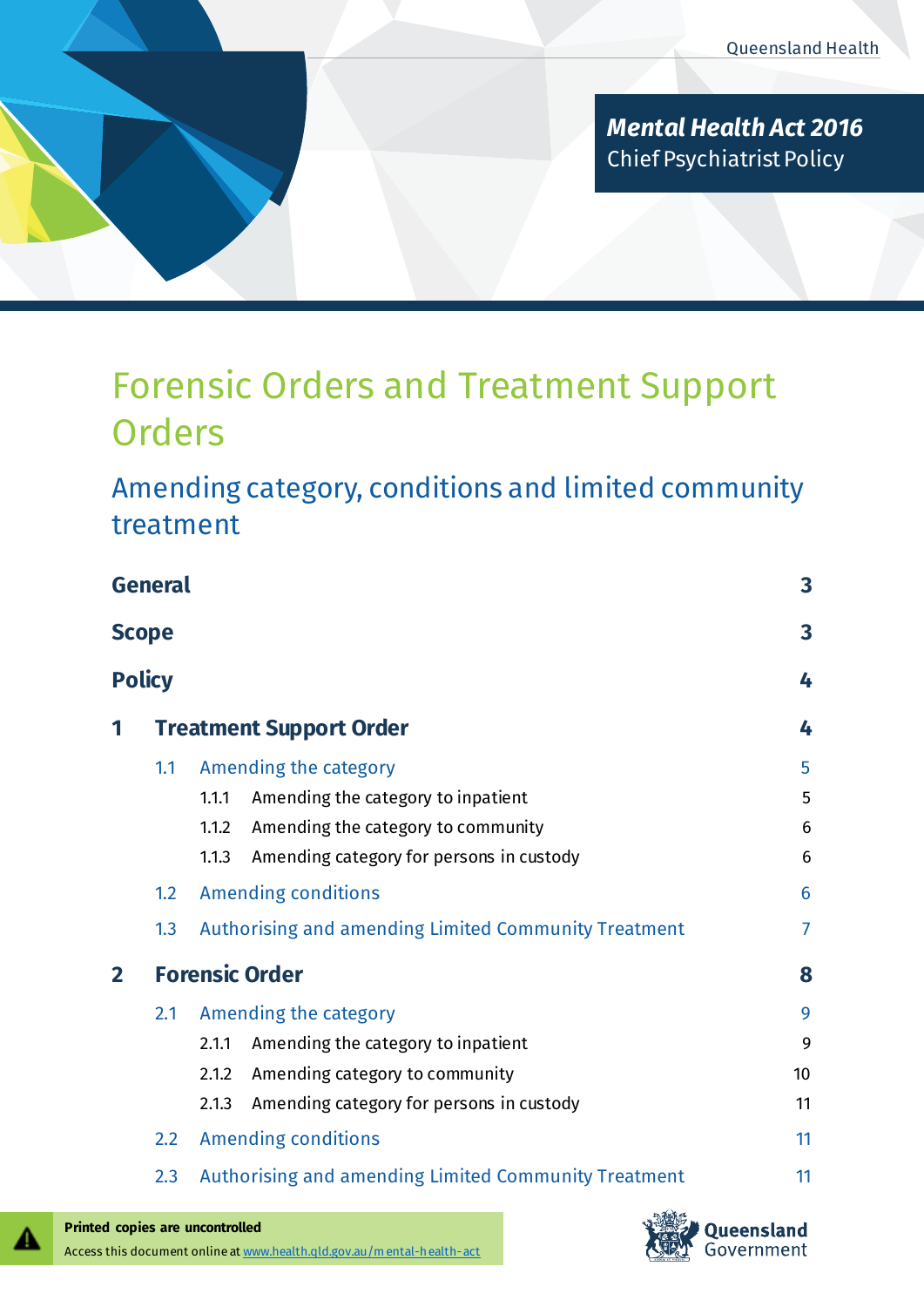Queensland Health

**_Mental Health Act 2016_**
Chief Psychiatrist Policy

# Forensic Orders and Treatment Support Orders

## Amending category, conditions and limited community treatment

| | |
|---|---|
| **General** | **3** |
| **Scope** | **3** |
| **Policy** | **4** |
| **1 Treatment Support Order** | **4** |
| 1.1 Amending the category | 5 |
| 1.1.1 Amending the category to inpatient | 5 |
| 1.1.2 Amending the category to community | 6 |
| 1.1.3 Amending category for persons in custody | 6 |
| 1.2 Amending conditions | 6 |
| 1.3 Authorising and amending Limited Community Treatment | 7 |
| **2 Forensic Order** | **8** |
| 2.1 Amending the category | 9 |
| 2.1.1 Amending the category to inpatient | 9 |
| 2.1.2 Amending category to community | 10 |
| 2.1.3 Amending category for persons in custody | 11 |
| 2.2 Amending conditions | 11 |
| 2.3 Authorising and amending Limited Community Treatment | 11 |

**Printed copies are uncontrolled**
Access this document online at www.health.qld.gov.au/mental-health-act

Queensland Government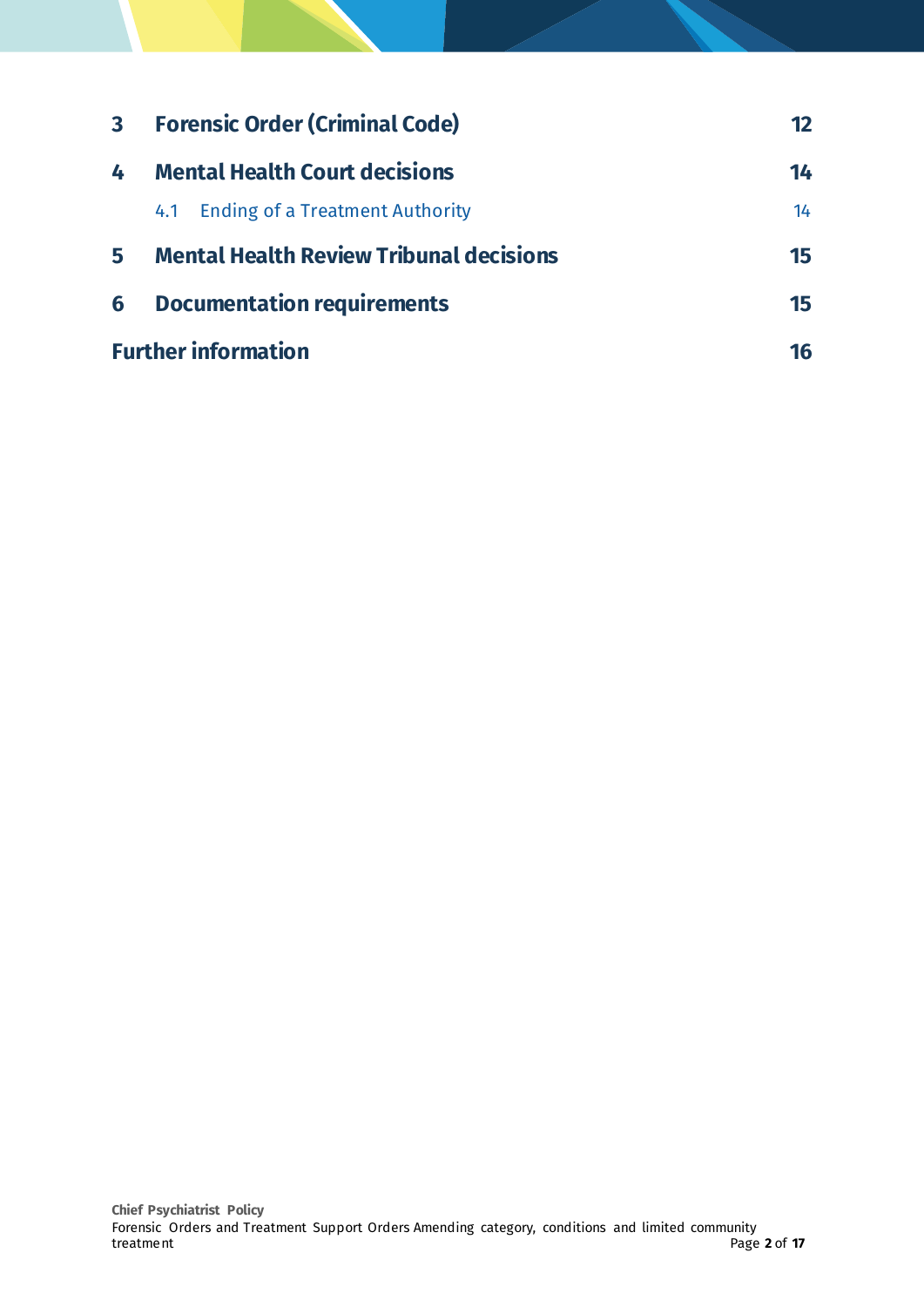3 **Forensic Order (Criminal Code)** 12

4 **Mental Health Court decisions** 14

 4.1 Ending of a Treatment Authority 14

5 **Mental Health Review Tribunal decisions** 15

6 **Documentation requirements** 15

**Further information** 16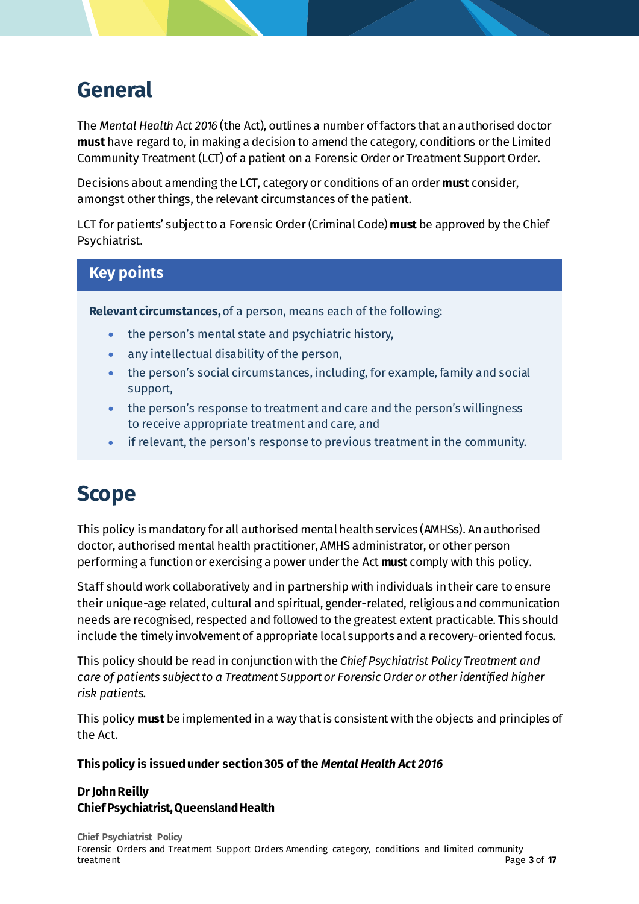# General

The *Mental Health Act 2016* (the Act), outlines a number of factors that an authorised doctor **must** have regard to, in making a decision to amend the category, conditions or the Limited Community Treatment (LCT) of a patient on a Forensic Order or Treatment Support Order.

Decisions about amending the LCT, category or conditions of an order **must** consider, amongst other things, the relevant circumstances of the patient.

LCT for patients' subject to a Forensic Order (Criminal Code) **must** be approved by the Chief Psychiatrist.

## Key points

**Relevant circumstances,** of a person, means each of the following:

- the person's mental state and psychiatric history,
- any intellectual disability of the person,
- the person's social circumstances, including, for example, family and social support,
- the person's response to treatment and care and the person's willingness to receive appropriate treatment and care, and
- if relevant, the person's response to previous treatment in the community.

# Scope

This policy is mandatory for all authorised mental health services (AMHSs). An authorised doctor, authorised mental health practitioner, AMHS administrator, or other person performing a function or exercising a power under the Act **must** comply with this policy.

Staff should work collaboratively and in partnership with individuals in their care to ensure their unique-age related, cultural and spiritual, gender-related, religious and communication needs are recognised, respected and followed to the greatest extent practicable. This should include the timely involvement of appropriate local supports and a recovery-oriented focus.

This policy should be read in conjunction with the *Chief Psychiatrist Policy Treatment and care of patients subject to a Treatment Support or Forensic Order or other identified higher risk patients.*

This policy **must** be implemented in a way that is consistent with the objects and principles of the Act.

**This policy is issued under section 305 of the *Mental Health Act 2016***

**Dr John Reilly**
**Chief Psychiatrist, Queensland Health**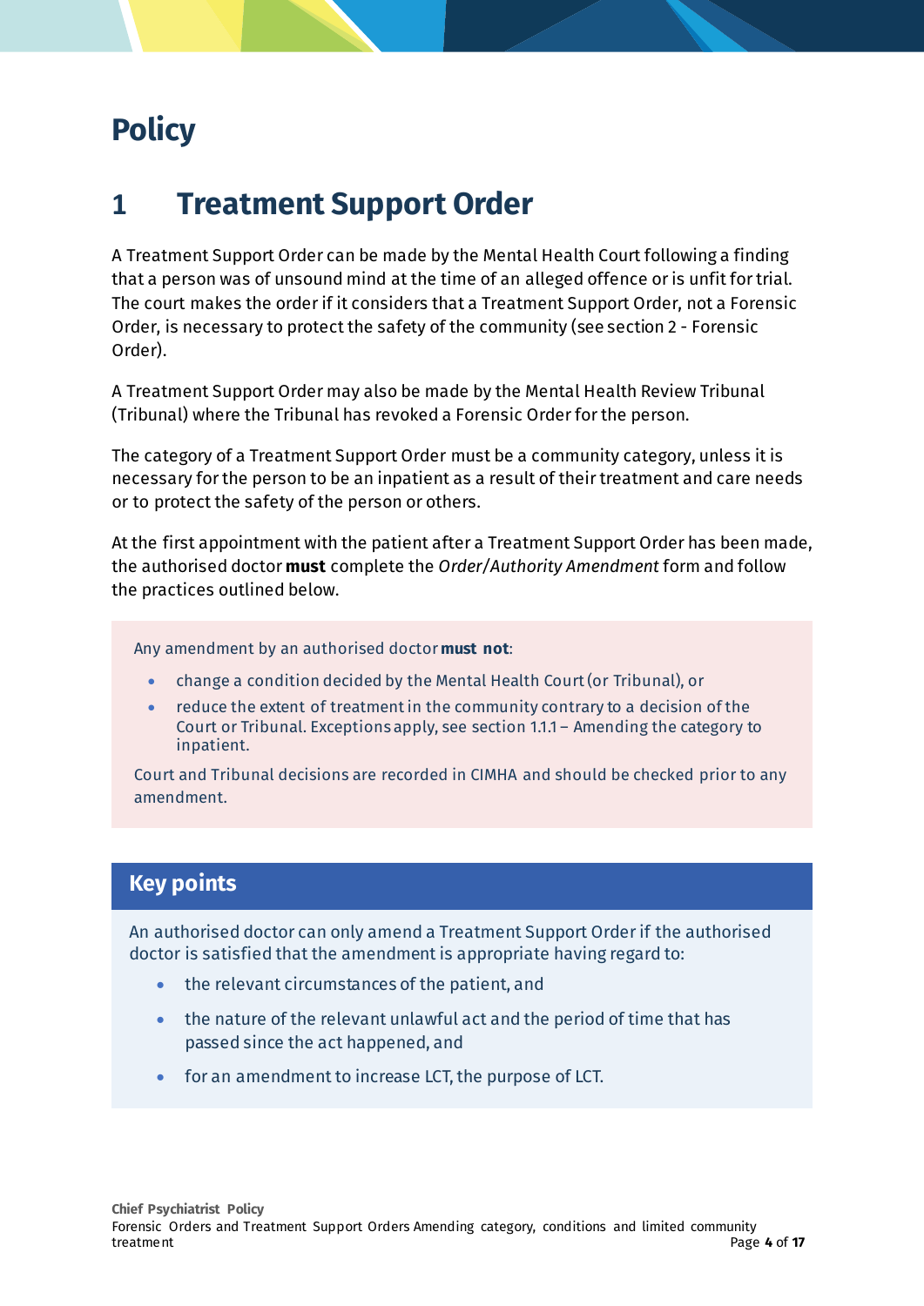# Policy

## 1 Treatment Support Order

A Treatment Support Order can be made by the Mental Health Court following a finding that a person was of unsound mind at the time of an alleged offence or is unfit for trial. The court makes the order if it considers that a Treatment Support Order, not a Forensic Order, is necessary to protect the safety of the community (see section 2 - Forensic Order).

A Treatment Support Order may also be made by the Mental Health Review Tribunal (Tribunal) where the Tribunal has revoked a Forensic Order for the person.

The category of a Treatment Support Order must be a community category, unless it is necessary for the person to be an inpatient as a result of their treatment and care needs or to protect the safety of the person or others.

At the first appointment with the patient after a Treatment Support Order has been made, the authorised doctor **must** complete the *Order/Authority Amendment* form and follow the practices outlined below.

> Any amendment by an authorised doctor **must not**:
>
> - change a condition decided by the Mental Health Court (or Tribunal), or
> - reduce the extent of treatment in the community contrary to a decision of the Court or Tribunal. Exceptions apply, see section 1.1.1 – Amending the category to inpatient.
>
> Court and Tribunal decisions are recorded in CIMHA and should be checked prior to any amendment.

### Key points

An authorised doctor can only amend a Treatment Support Order if the authorised doctor is satisfied that the amendment is appropriate having regard to:

- the relevant circumstances of the patient, and
- the nature of the relevant unlawful act and the period of time that has passed since the act happened, and
- for an amendment to increase LCT, the purpose of LCT.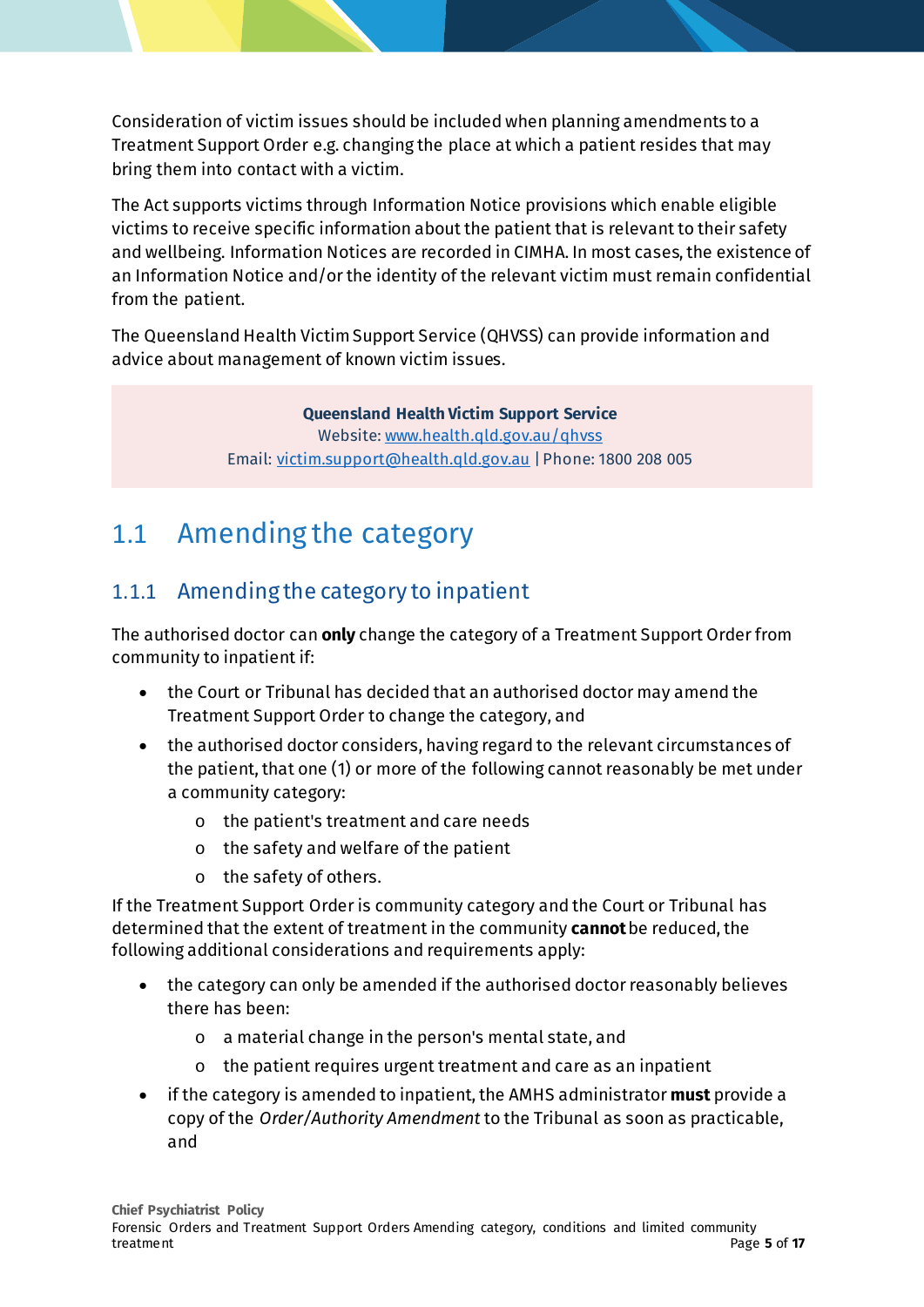Consideration of victim issues should be included when planning amendments to a Treatment Support Order e.g. changing the place at which a patient resides that may bring them into contact with a victim.

The Act supports victims through Information Notice provisions which enable eligible victims to receive specific information about the patient that is relevant to their safety and wellbeing. Information Notices are recorded in CIMHA. In most cases, the existence of an Information Notice and/or the identity of the relevant victim must remain confidential from the patient.

The Queensland Health Victim Support Service (QHVSS) can provide information and advice about management of known victim issues.

**Queensland Health Victim Support Service**
Website: [www.health.qld.gov.au/qhvss](www.health.qld.gov.au/qhvss)
Email: [victim.support@health.qld.gov.au](mailto:victim.support@health.qld.gov.au) | Phone: 1800 208 005

## 1.1 Amending the category

### 1.1.1 Amending the category to inpatient

The authorised doctor can **only** change the category of a Treatment Support Order from community to inpatient if:

- the Court or Tribunal has decided that an authorised doctor may amend the Treatment Support Order to change the category, and
- the authorised doctor considers, having regard to the relevant circumstances of the patient, that one (1) or more of the following cannot reasonably be met under a community category:
  - the patient's treatment and care needs
  - the safety and welfare of the patient
  - the safety of others.

If the Treatment Support Order is community category and the Court or Tribunal has determined that the extent of treatment in the community **cannot** be reduced, the following additional considerations and requirements apply:

- the category can only be amended if the authorised doctor reasonably believes there has been:
  - a material change in the person's mental state, and
  - the patient requires urgent treatment and care as an inpatient
- if the category is amended to inpatient, the AMHS administrator **must** provide a copy of the *Order/Authority Amendment* to the Tribunal as soon as practicable, and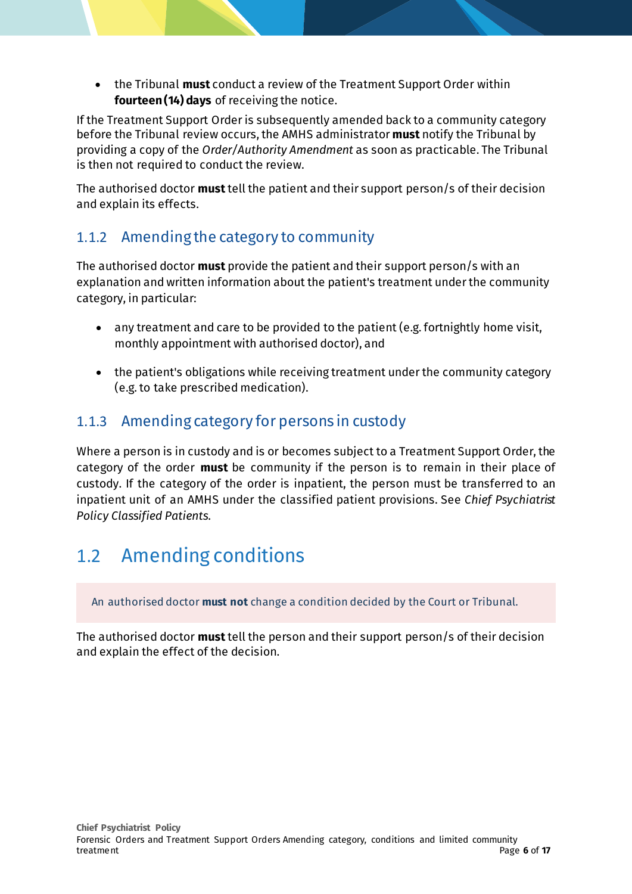- the Tribunal **must** conduct a review of the Treatment Support Order within **fourteen (14) days** of receiving the notice.

If the Treatment Support Order is subsequently amended back to a community category before the Tribunal review occurs, the AMHS administrator **must** notify the Tribunal by providing a copy of the *Order/Authority Amendment* as soon as practicable. The Tribunal is then not required to conduct the review.

The authorised doctor **must** tell the patient and their support person/s of their decision and explain its effects.

### 1.1.2 Amending the category to community

The authorised doctor **must** provide the patient and their support person/s with an explanation and written information about the patient's treatment under the community category, in particular:

- any treatment and care to be provided to the patient (e.g. fortnightly home visit, monthly appointment with authorised doctor), and
- the patient's obligations while receiving treatment under the community category (e.g. to take prescribed medication).

### 1.1.3 Amending category for persons in custody

Where a person is in custody and is or becomes subject to a Treatment Support Order, the category of the order **must** be community if the person is to remain in their place of custody. If the category of the order is inpatient, the person must be transferred to an inpatient unit of an AMHS under the classified patient provisions. See *Chief Psychiatrist Policy Classified Patients*.

## 1.2 Amending conditions

An authorised doctor **must not** change a condition decided by the Court or Tribunal.

The authorised doctor **must** tell the person and their support person/s of their decision and explain the effect of the decision.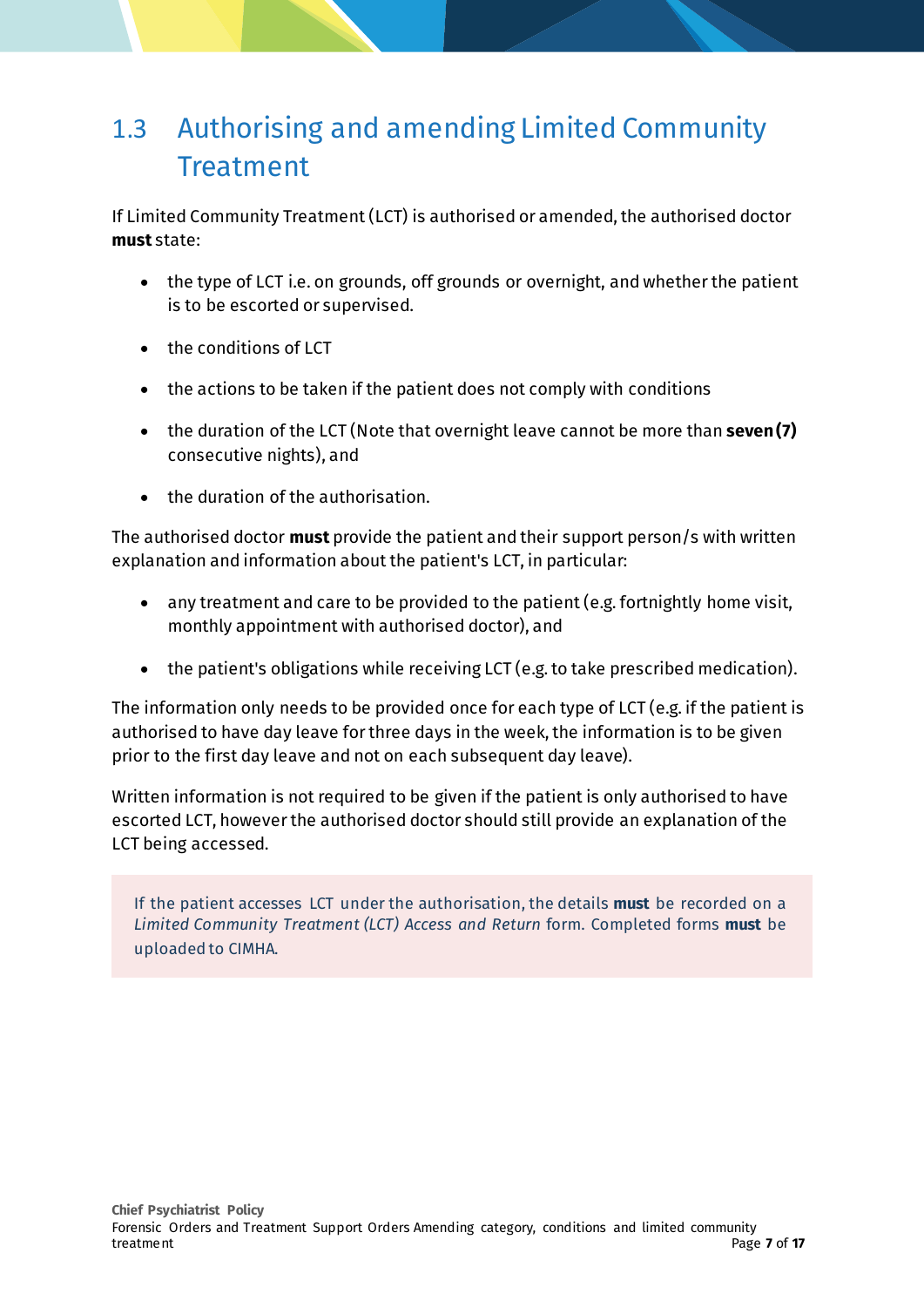## 1.3 Authorising and amending Limited Community Treatment

If Limited Community Treatment (LCT) is authorised or amended, the authorised doctor **must** state:

- the type of LCT i.e. on grounds, off grounds or overnight, and whether the patient is to be escorted or supervised.
- the conditions of LCT
- the actions to be taken if the patient does not comply with conditions
- the duration of the LCT (Note that overnight leave cannot be more than **seven (7)** consecutive nights), and
- the duration of the authorisation.

The authorised doctor **must** provide the patient and their support person/s with written explanation and information about the patient's LCT, in particular:

- any treatment and care to be provided to the patient (e.g. fortnightly home visit, monthly appointment with authorised doctor), and
- the patient's obligations while receiving LCT (e.g. to take prescribed medication).

The information only needs to be provided once for each type of LCT (e.g. if the patient is authorised to have day leave for three days in the week, the information is to be given prior to the first day leave and not on each subsequent day leave).

Written information is not required to be given if the patient is only authorised to have escorted LCT, however the authorised doctor should still provide an explanation of the LCT being accessed.

> If the patient accesses LCT under the authorisation, the details **must** be recorded on a *Limited Community Treatment (LCT) Access and Return* form. Completed forms **must** be uploaded to CIMHA.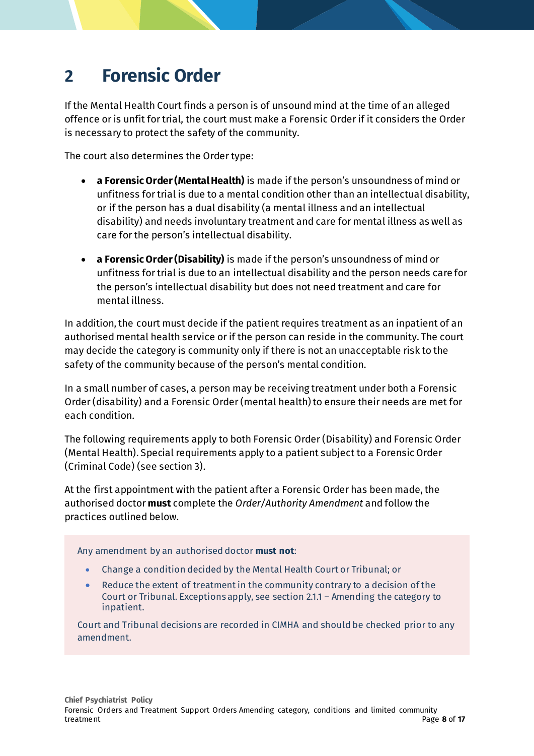# 2 Forensic Order

If the Mental Health Court finds a person is of unsound mind at the time of an alleged offence or is unfit for trial, the court must make a Forensic Order if it considers the Order is necessary to protect the safety of the community.

The court also determines the Order type:

- **a Forensic Order (Mental Health)** is made if the person's unsoundness of mind or unfitness for trial is due to a mental condition other than an intellectual disability, or if the person has a dual disability (a mental illness and an intellectual disability) and needs involuntary treatment and care for mental illness as well as care for the person's intellectual disability.

- **a Forensic Order (Disability)** is made if the person's unsoundness of mind or unfitness for trial is due to an intellectual disability and the person needs care for the person's intellectual disability but does not need treatment and care for mental illness.

In addition, the court must decide if the patient requires treatment as an inpatient of an authorised mental health service or if the person can reside in the community. The court may decide the category is community only if there is not an unacceptable risk to the safety of the community because of the person's mental condition.

In a small number of cases, a person may be receiving treatment under both a Forensic Order (disability) and a Forensic Order (mental health) to ensure their needs are met for each condition.

The following requirements apply to both Forensic Order (Disability) and Forensic Order (Mental Health). Special requirements apply to a patient subject to a Forensic Order (Criminal Code) (see section 3).

At the first appointment with the patient after a Forensic Order has been made, the authorised doctor **must** complete the *Order/Authority Amendment* and follow the practices outlined below.

> Any amendment by an authorised doctor **must not**:
>
> - Change a condition decided by the Mental Health Court or Tribunal; or
> - Reduce the extent of treatment in the community contrary to a decision of the Court or Tribunal. Exceptions apply, see section 2.1.1 – Amending the category to inpatient.
>
> Court and Tribunal decisions are recorded in CIMHA and should be checked prior to any amendment.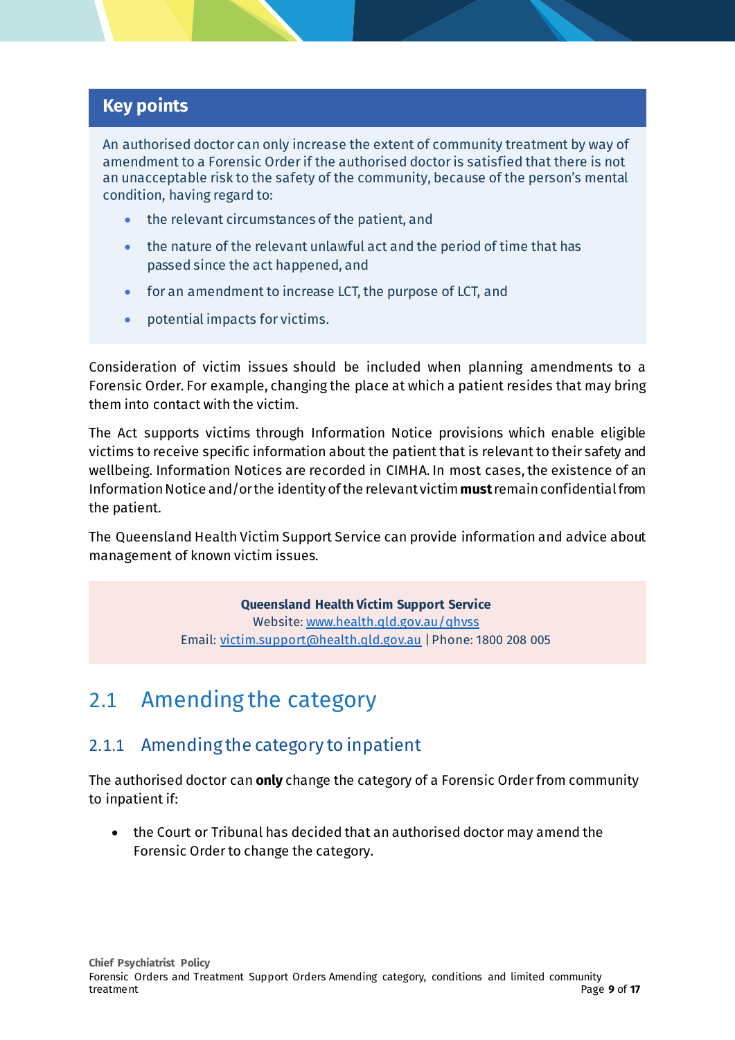## Key points

An authorised doctor can only increase the extent of community treatment by way of amendment to a Forensic Order if the authorised doctor is satisfied that there is not an unacceptable risk to the safety of the community, because of the person's mental condition, having regard to:

- the relevant circumstances of the patient, and
- the nature of the relevant unlawful act and the period of time that has passed since the act happened, and
- for an amendment to increase LCT, the purpose of LCT, and
- potential impacts for victims.

Consideration of victim issues should be included when planning amendments to a Forensic Order. For example, changing the place at which a patient resides that may bring them into contact with the victim.

The Act supports victims through Information Notice provisions which enable eligible victims to receive specific information about the patient that is relevant to their safety and wellbeing. Information Notices are recorded in CIMHA. In most cases, the existence of an Information Notice and/or the identity of the relevant victim **must** remain confidential from the patient.

The Queensland Health Victim Support Service can provide information and advice about management of known victim issues.

**Queensland Health Victim Support Service**
Website: www.health.qld.gov.au/qhvss
Email: victim.support@health.qld.gov.au | Phone: 1800 208 005

## 2.1 Amending the category

### 2.1.1 Amending the category to inpatient

The authorised doctor can **only** change the category of a Forensic Order from community to inpatient if:

- the Court or Tribunal has decided that an authorised doctor may amend the Forensic Order to change the category.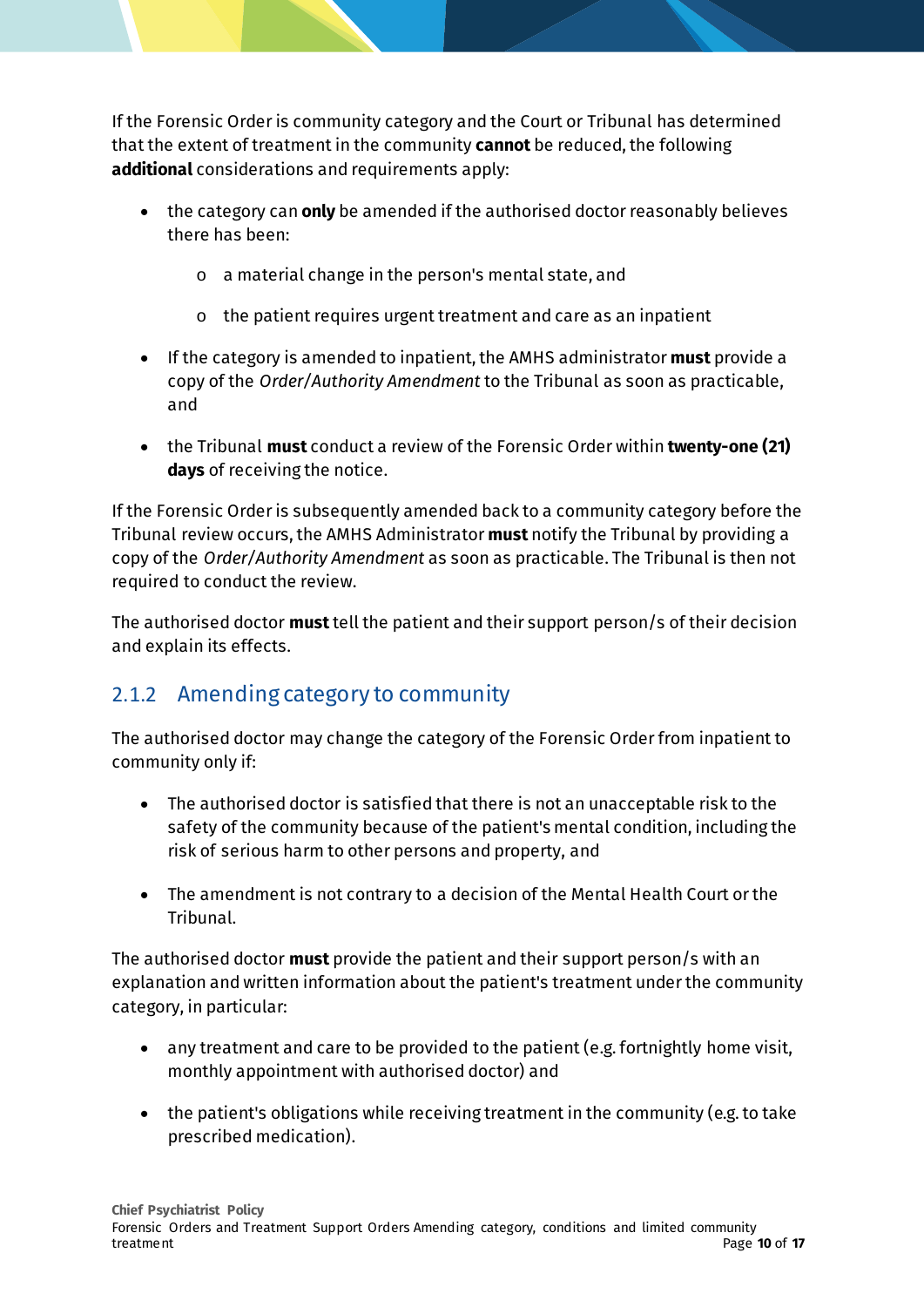If the Forensic Order is community category and the Court or Tribunal has determined that the extent of treatment in the community **cannot** be reduced, the following **additional** considerations and requirements apply:

- the category can **only** be amended if the authorised doctor reasonably believes there has been:
    - a material change in the person's mental state, and
    - the patient requires urgent treatment and care as an inpatient
- If the category is amended to inpatient, the AMHS administrator **must** provide a copy of the *Order/Authority Amendment* to the Tribunal as soon as practicable, and
- the Tribunal **must** conduct a review of the Forensic Order within **twenty-one (21) days** of receiving the notice.

If the Forensic Order is subsequently amended back to a community category before the Tribunal review occurs, the AMHS Administrator **must** notify the Tribunal by providing a copy of the *Order/Authority Amendment* as soon as practicable. The Tribunal is then not required to conduct the review.

The authorised doctor **must** tell the patient and their support person/s of their decision and explain its effects.

### 2.1.2 Amending category to community

The authorised doctor may change the category of the Forensic Order from inpatient to community only if:

- The authorised doctor is satisfied that there is not an unacceptable risk to the safety of the community because of the patient's mental condition, including the risk of serious harm to other persons and property, and
- The amendment is not contrary to a decision of the Mental Health Court or the Tribunal.

The authorised doctor **must** provide the patient and their support person/s with an explanation and written information about the patient's treatment under the community category, in particular:

- any treatment and care to be provided to the patient (e.g. fortnightly home visit, monthly appointment with authorised doctor) and
- the patient's obligations while receiving treatment in the community (e.g. to take prescribed medication).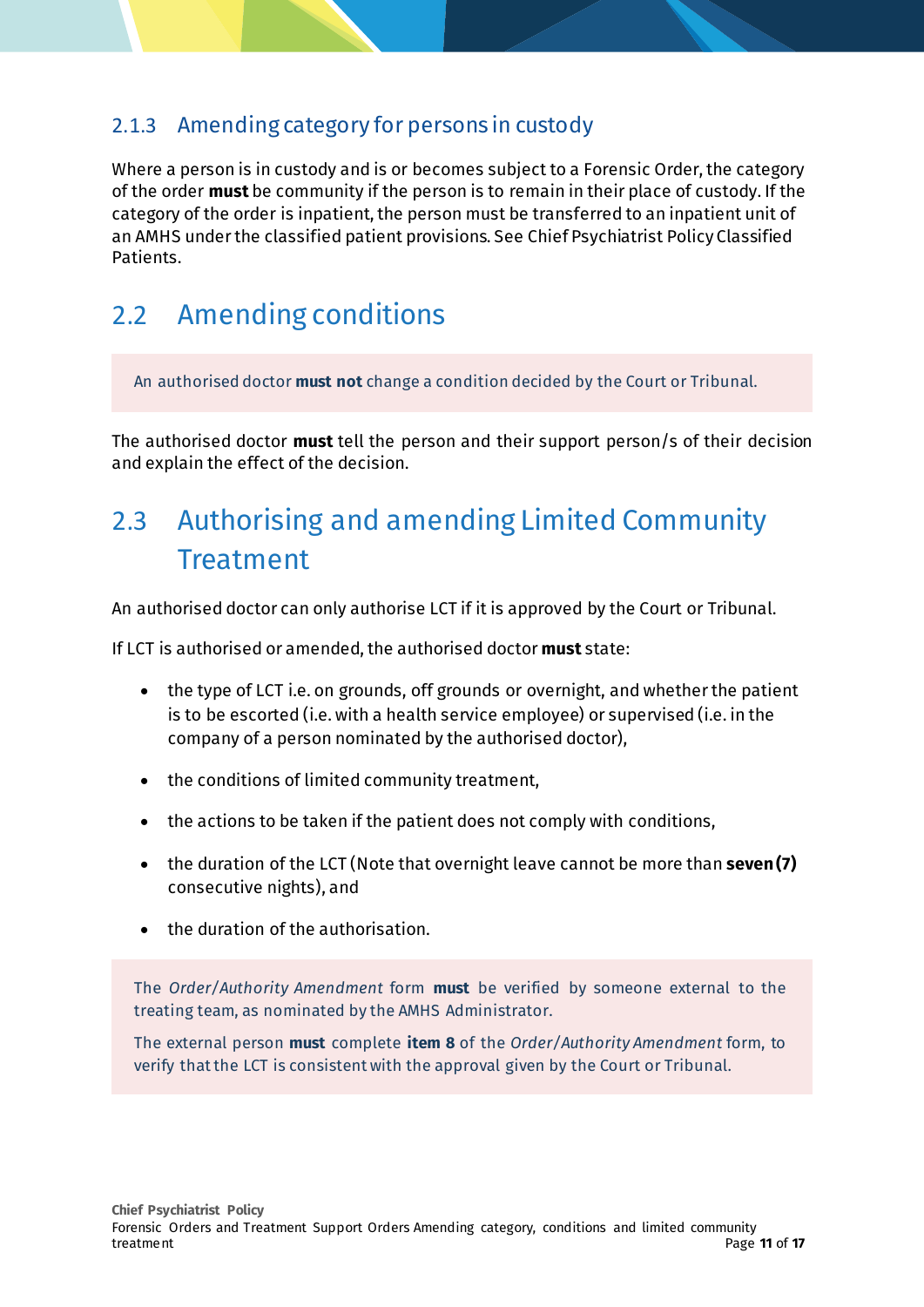### 2.1.3 Amending category for persons in custody

Where a person is in custody and is or becomes subject to a Forensic Order, the category of the order **must** be community if the person is to remain in their place of custody. If the category of the order is inpatient, the person must be transferred to an inpatient unit of an AMHS under the classified patient provisions. See Chief Psychiatrist Policy Classified Patients.

## 2.2 Amending conditions

> An authorised doctor **must not** change a condition decided by the Court or Tribunal.

The authorised doctor **must** tell the person and their support person/s of their decision and explain the effect of the decision.

## 2.3 Authorising and amending Limited Community Treatment

An authorised doctor can only authorise LCT if it is approved by the Court or Tribunal.

If LCT is authorised or amended, the authorised doctor **must** state:

- the type of LCT i.e. on grounds, off grounds or overnight, and whether the patient is to be escorted (i.e. with a health service employee) or supervised (i.e. in the company of a person nominated by the authorised doctor),
- the conditions of limited community treatment,
- the actions to be taken if the patient does not comply with conditions,
- the duration of the LCT (Note that overnight leave cannot be more than **seven (7)** consecutive nights), and
- the duration of the authorisation.

> The *Order/Authority Amendment* form **must** be verified by someone external to the treating team, as nominated by the AMHS Administrator.
>
> The external person **must** complete **item 8** of the *Order/Authority Amendment* form, to verify that the LCT is consistent with the approval given by the Court or Tribunal.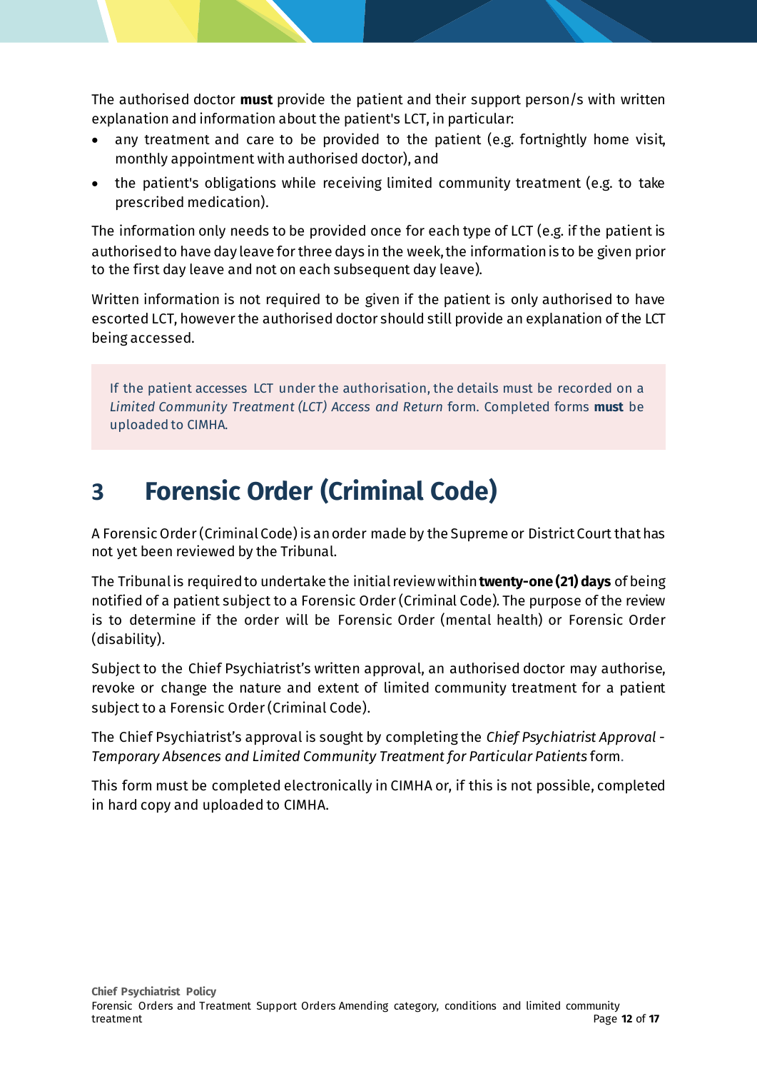The authorised doctor **must** provide the patient and their support person/s with written explanation and information about the patient's LCT, in particular:

- any treatment and care to be provided to the patient (e.g. fortnightly home visit, monthly appointment with authorised doctor), and
- the patient's obligations while receiving limited community treatment (e.g. to take prescribed medication).

The information only needs to be provided once for each type of LCT (e.g. if the patient is authorised to have day leave for three days in the week, the information is to be given prior to the first day leave and not on each subsequent day leave).

Written information is not required to be given if the patient is only authorised to have escorted LCT, however the authorised doctor should still provide an explanation of the LCT being accessed.

> If the patient accesses LCT under the authorisation, the details must be recorded on a *Limited Community Treatment (LCT) Access and Return* form. Completed forms **must** be uploaded to CIMHA.

# 3 Forensic Order (Criminal Code)

A Forensic Order (Criminal Code) is an order made by the Supreme or District Court that has not yet been reviewed by the Tribunal.

The Tribunal is required to undertake the initial review within **twenty-one (21) days** of being notified of a patient subject to a Forensic Order (Criminal Code). The purpose of the review is to determine if the order will be Forensic Order (mental health) or Forensic Order (disability).

Subject to the Chief Psychiatrist's written approval, an authorised doctor may authorise, revoke or change the nature and extent of limited community treatment for a patient subject to a Forensic Order (Criminal Code).

The Chief Psychiatrist's approval is sought by completing the *Chief Psychiatrist Approval - Temporary Absences and Limited Community Treatment for Particular Patients* form.

This form must be completed electronically in CIMHA or, if this is not possible, completed in hard copy and uploaded to CIMHA.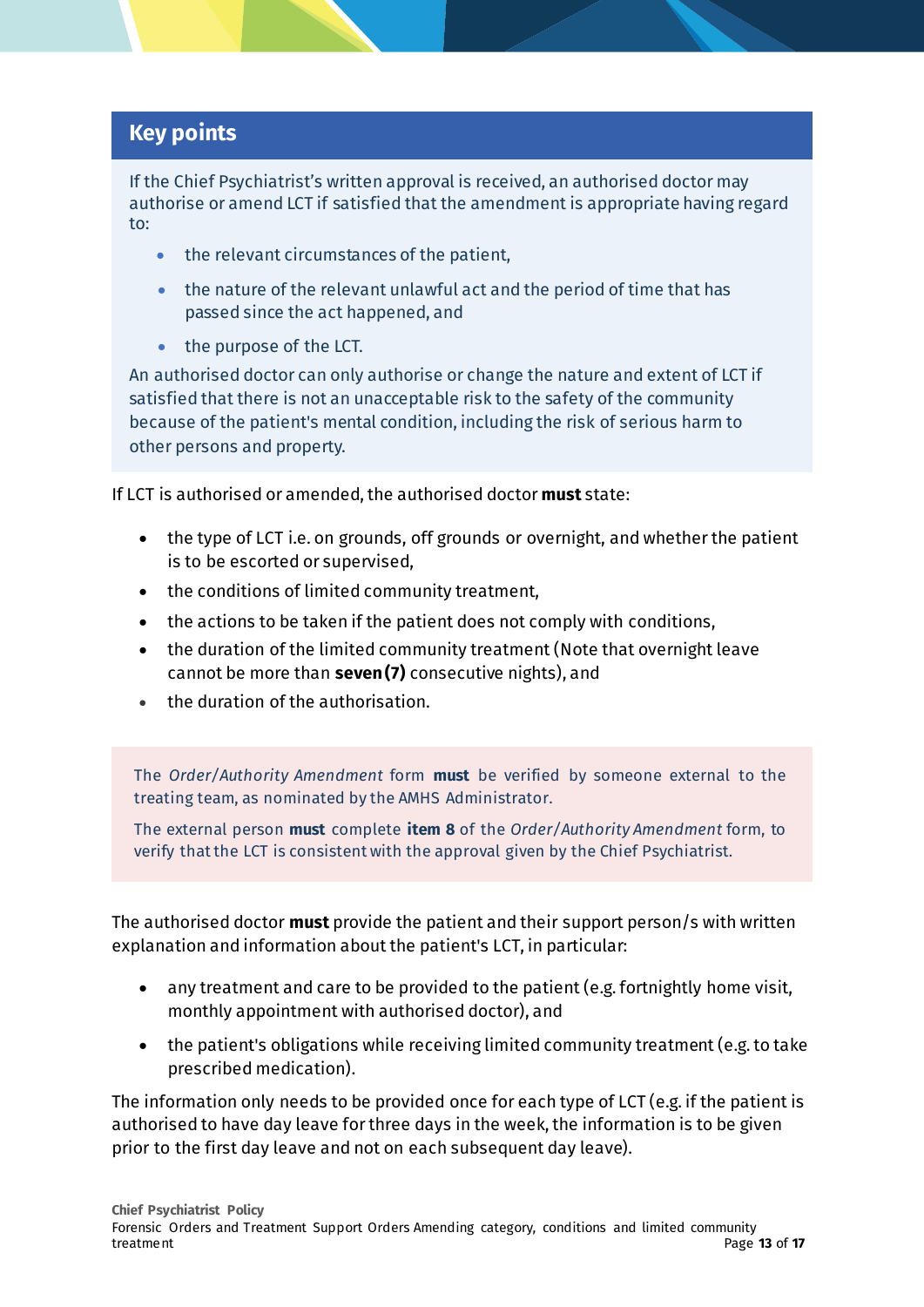## Key points

If the Chief Psychiatrist's written approval is received, an authorised doctor may authorise or amend LCT if satisfied that the amendment is appropriate having regard to:

- the relevant circumstances of the patient,
- the nature of the relevant unlawful act and the period of time that has passed since the act happened, and
- the purpose of the LCT.

An authorised doctor can only authorise or change the nature and extent of LCT if satisfied that there is not an unacceptable risk to the safety of the community because of the patient's mental condition, including the risk of serious harm to other persons and property.

If LCT is authorised or amended, the authorised doctor **must** state:

- the type of LCT i.e. on grounds, off grounds or overnight, and whether the patient is to be escorted or supervised,
- the conditions of limited community treatment,
- the actions to be taken if the patient does not comply with conditions,
- the duration of the limited community treatment (Note that overnight leave cannot be more than **seven (7)** consecutive nights), and
- the duration of the authorisation.

The *Order/Authority Amendment* form **must** be verified by someone external to the treating team, as nominated by the AMHS Administrator.

The external person **must** complete **item 8** of the *Order/Authority Amendment* form, to verify that the LCT is consistent with the approval given by the Chief Psychiatrist.

The authorised doctor **must** provide the patient and their support person/s with written explanation and information about the patient's LCT, in particular:

- any treatment and care to be provided to the patient (e.g. fortnightly home visit, monthly appointment with authorised doctor), and
- the patient's obligations while receiving limited community treatment (e.g. to take prescribed medication).

The information only needs to be provided once for each type of LCT (e.g. if the patient is authorised to have day leave for three days in the week, the information is to be given prior to the first day leave and not on each subsequent day leave).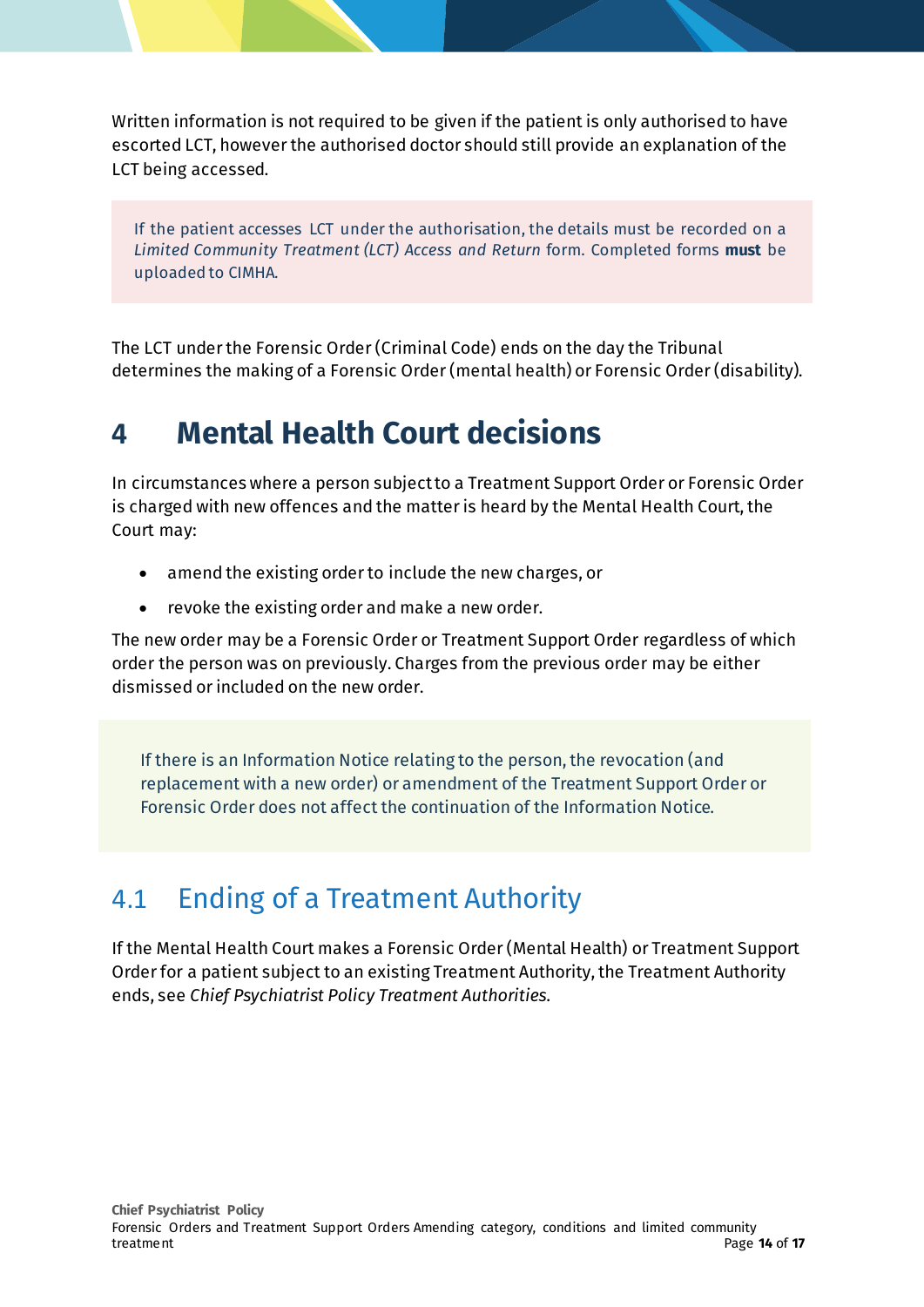Written information is not required to be given if the patient is only authorised to have escorted LCT, however the authorised doctor should still provide an explanation of the LCT being accessed.

> If the patient accesses LCT under the authorisation, the details must be recorded on a *Limited Community Treatment (LCT) Access and Return* form. Completed forms **must** be uploaded to CIMHA.

The LCT under the Forensic Order (Criminal Code) ends on the day the Tribunal determines the making of a Forensic Order (mental health) or Forensic Order (disability).

# 4 Mental Health Court decisions

In circumstances where a person subject to a Treatment Support Order or Forensic Order is charged with new offences and the matter is heard by the Mental Health Court, the Court may:

- amend the existing order to include the new charges, or
- revoke the existing order and make a new order.

The new order may be a Forensic Order or Treatment Support Order regardless of which order the person was on previously. Charges from the previous order may be either dismissed or included on the new order.

> If there is an Information Notice relating to the person, the revocation (and replacement with a new order) or amendment of the Treatment Support Order or Forensic Order does not affect the continuation of the Information Notice.

## 4.1 Ending of a Treatment Authority

If the Mental Health Court makes a Forensic Order (Mental Health) or Treatment Support Order for a patient subject to an existing Treatment Authority, the Treatment Authority ends, see *Chief Psychiatrist Policy Treatment Authorities*.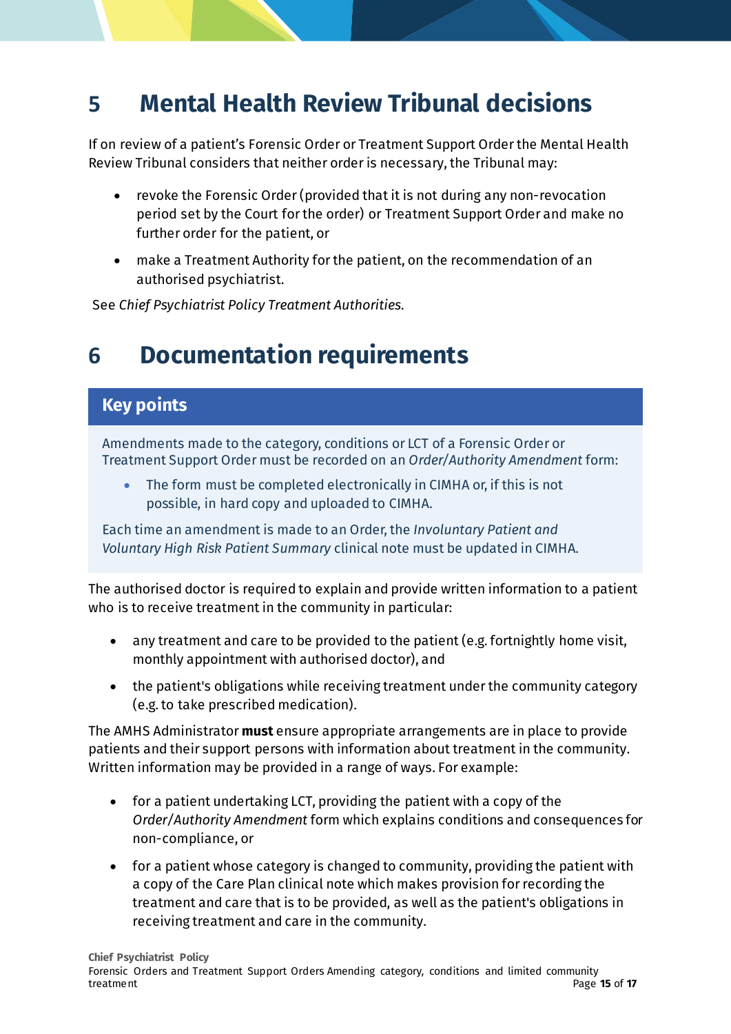# 5 Mental Health Review Tribunal decisions

If on review of a patient's Forensic Order or Treatment Support Order the Mental Health Review Tribunal considers that neither order is necessary, the Tribunal may:

- revoke the Forensic Order (provided that it is not during any non-revocation period set by the Court for the order) or Treatment Support Order and make no further order for the patient, or
- make a Treatment Authority for the patient, on the recommendation of an authorised psychiatrist.

See *Chief Psychiatrist Policy Treatment Authorities*.

# 6 Documentation requirements

**Key points**

Amendments made to the category, conditions or LCT of a Forensic Order or Treatment Support Order must be recorded on an *Order/Authority Amendment* form:

- The form must be completed electronically in CIMHA or, if this is not possible, in hard copy and uploaded to CIMHA.

Each time an amendment is made to an Order, the *Involuntary Patient and Voluntary High Risk Patient Summary* clinical note must be updated in CIMHA.

The authorised doctor is required to explain and provide written information to a patient who is to receive treatment in the community in particular:

- any treatment and care to be provided to the patient (e.g. fortnightly home visit, monthly appointment with authorised doctor), and
- the patient's obligations while receiving treatment under the community category (e.g. to take prescribed medication).

The AMHS Administrator **must** ensure appropriate arrangements are in place to provide patients and their support persons with information about treatment in the community. Written information may be provided in a range of ways. For example:

- for a patient undertaking LCT, providing the patient with a copy of the *Order/Authority Amendment* form which explains conditions and consequences for non-compliance, or
- for a patient whose category is changed to community, providing the patient with a copy of the Care Plan clinical note which makes provision for recording the treatment and care that is to be provided, as well as the patient's obligations in receiving treatment and care in the community.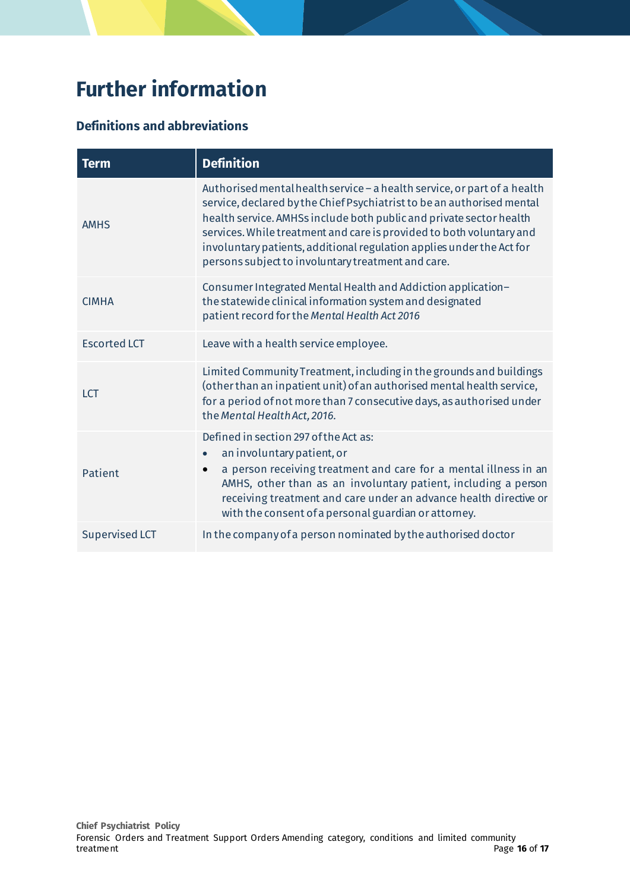# Further information

## Definitions and abbreviations

| Term | Definition |
|---|---|
| AMHS | Authorised mental health service – a health service, or part of a health service, declared by the Chief Psychiatrist to be an authorised mental health service. AMHSs include both public and private sector health services. While treatment and care is provided to both voluntary and involuntary patients, additional regulation applies under the Act for persons subject to involuntary treatment and care. |
| CIMHA | Consumer Integrated Mental Health and Addiction application– the statewide clinical information system and designated patient record for the *Mental Health Act 2016* |
| Escorted LCT | Leave with a health service employee. |
| LCT | Limited Community Treatment, including in the grounds and buildings (other than an inpatient unit) of an authorised mental health service, for a period of not more than 7 consecutive days, as authorised under the *Mental Health Act, 2016.* |
| Patient | Defined in section 297 of the Act as:<br>• an involuntary patient, or<br>• a person receiving treatment and care for a mental illness in an AMHS, other than as an involuntary patient, including a person receiving treatment and care under an advance health directive or with the consent of a personal guardian or attorney. |
| Supervised LCT | In the company of a person nominated by the authorised doctor |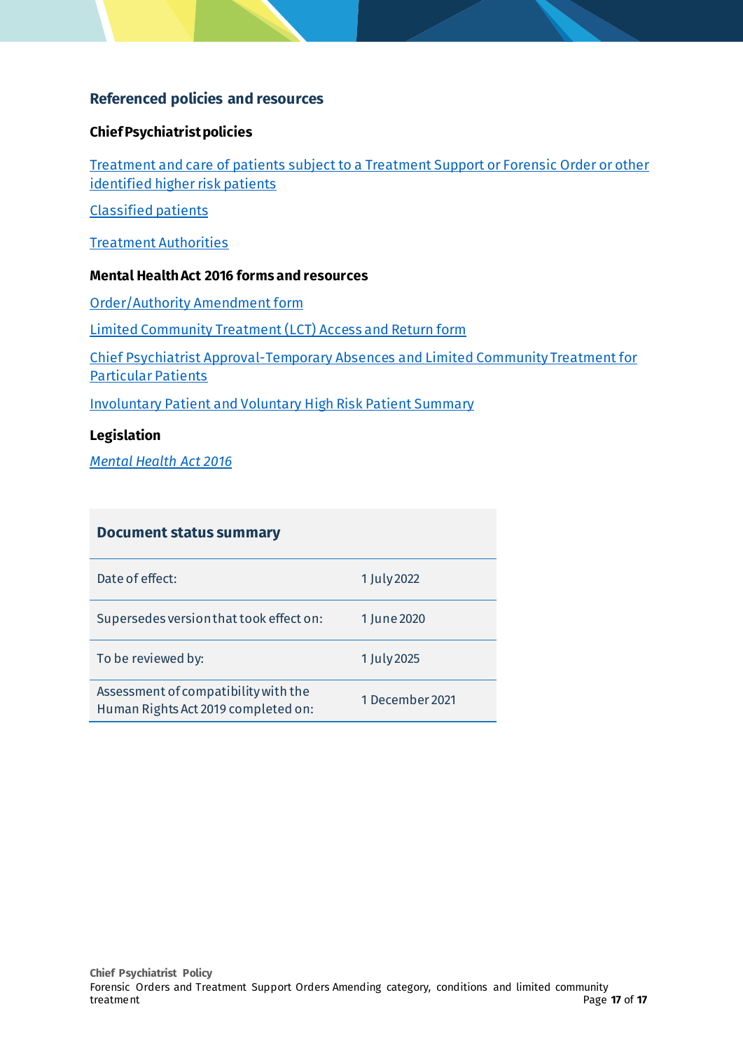## Referenced policies and resources

### Chief Psychiatrist policies

Treatment and care of patients subject to a Treatment Support or Forensic Order or other identified higher risk patients

Classified patients

Treatment Authorities

### Mental Health Act 2016 forms and resources

Order/Authority Amendment form

Limited Community Treatment (LCT) Access and Return form

Chief Psychiatrist Approval-Temporary Absences and Limited Community Treatment for Particular Patients

Involuntary Patient and Voluntary High Risk Patient Summary

### Legislation

*Mental Health Act 2016*

| Document status summary | |
|---|---|
| Date of effect: | 1 July 2022 |
| Supersedes version that took effect on: | 1 June 2020 |
| To be reviewed by: | 1 July 2025 |
| Assessment of compatibility with the Human Rights Act 2019 completed on: | 1 December 2021 |